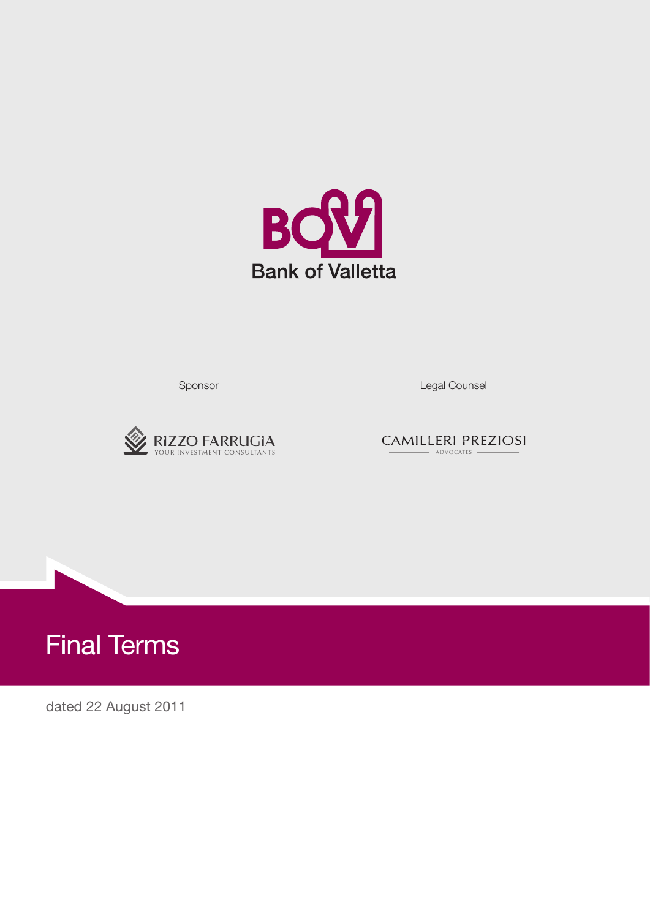BOV

Bank of Valletta

Sponsor

RIZZO FARRUGIA
YOUR INVESTMENT CONSULTANTS

Legal Counsel

CAMILLERI PREZIOSI
ADVOCATES

# Final Terms

dated 22 August 2011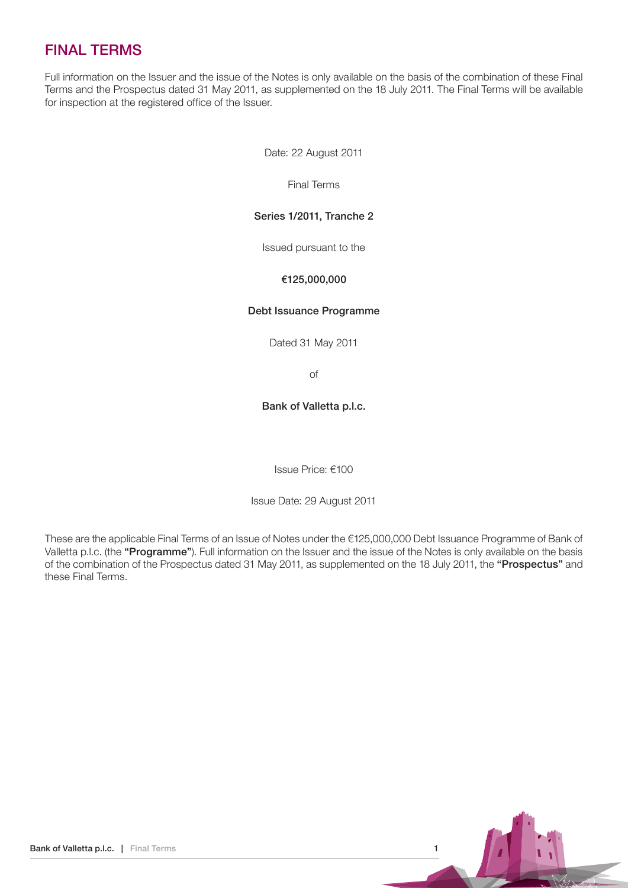# FINAL TERMS

Full information on the Issuer and the issue of the Notes is only available on the basis of the combination of these Final Terms and the Prospectus dated 31 May 2011, as supplemented on the 18 July 2011. The Final Terms will be available for inspection at the registered office of the Issuer.

Date: 22 August 2011

Final Terms

**Series 1/2011, Tranche 2**

Issued pursuant to the

**€125,000,000**

**Debt Issuance Programme**

Dated 31 May 2011

of

**Bank of Valletta p.l.c.**

Issue Price: €100

Issue Date: 29 August 2011

These are the applicable Final Terms of an Issue of Notes under the €125,000,000 Debt Issuance Programme of Bank of Valletta p.l.c. (the **"Programme"**). Full information on the Issuer and the issue of the Notes is only available on the basis of the combination of the Prospectus dated 31 May 2011, as supplemented on the 18 July 2011, the **"Prospectus"** and these Final Terms.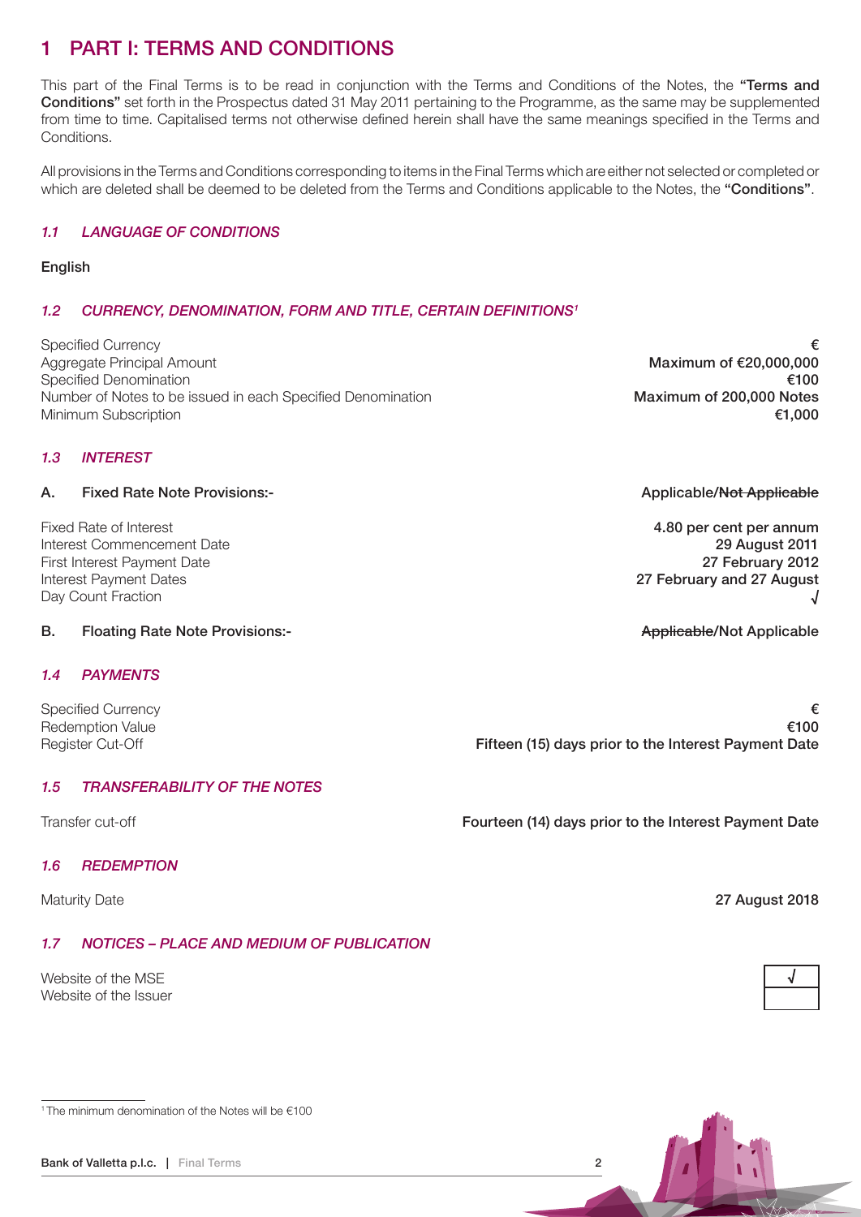# 1 PART I: TERMS AND CONDITIONS

This part of the Final Terms is to be read in conjunction with the Terms and Conditions of the Notes, the **"Terms and Conditions"** set forth in the Prospectus dated 31 May 2011 pertaining to the Programme, as the same may be supplemented from time to time. Capitalised terms not otherwise defined herein shall have the same meanings specified in the Terms and Conditions.

All provisions in the Terms and Conditions corresponding to items in the Final Terms which are either not selected or completed or which are deleted shall be deemed to be deleted from the Terms and Conditions applicable to the Notes, the **"Conditions"**.

### *1.1 LANGUAGE OF CONDITIONS*

**English**

### *1.2 CURRENCY, DENOMINATION, FORM AND TITLE, CERTAIN DEFINITIONS[1]*

| | |
|---|---|
| Specified Currency | **€** |
| Aggregate Principal Amount | **Maximum of €20,000,000** |
| Specified Denomination | **€100** |
| Number of Notes to be issued in each Specified Denomination | **Maximum of 200,000 Notes** |
| Minimum Subscription | **€1,000** |

### *1.3 INTEREST*

**A. Fixed Rate Note Provisions:-** **Applicable/~~Not Applicable~~**

| | |
|---|---|
| Fixed Rate of Interest | **4.80 per cent per annum** |
| Interest Commencement Date | **29 August 2011** |
| First Interest Payment Date | **27 February 2012** |
| Interest Payment Dates | **27 February and 27 August** |
| Day Count Fraction | **√** |

**B. Floating Rate Note Provisions:-** **~~Applicable~~/Not Applicable**

### *1.4 PAYMENTS*

| | |
|---|---|
| Specified Currency | **€** |
| Redemption Value | **€100** |
| Register Cut-Off | **Fifteen (15) days prior to the Interest Payment Date** |

### *1.5 TRANSFERABILITY OF THE NOTES*

| | |
|---|---|
| Transfer cut-off | **Fourteen (14) days prior to the Interest Payment Date** |

### *1.6 REDEMPTION*

| | |
|---|---|
| Maturity Date | **27 August 2018** |

### *1.7 NOTICES – PLACE AND MEDIUM OF PUBLICATION*

| | |
|---|---|
| Website of the MSE | **√** |
| Website of the Issuer | |

[1] The minimum denomination of the Notes will be €100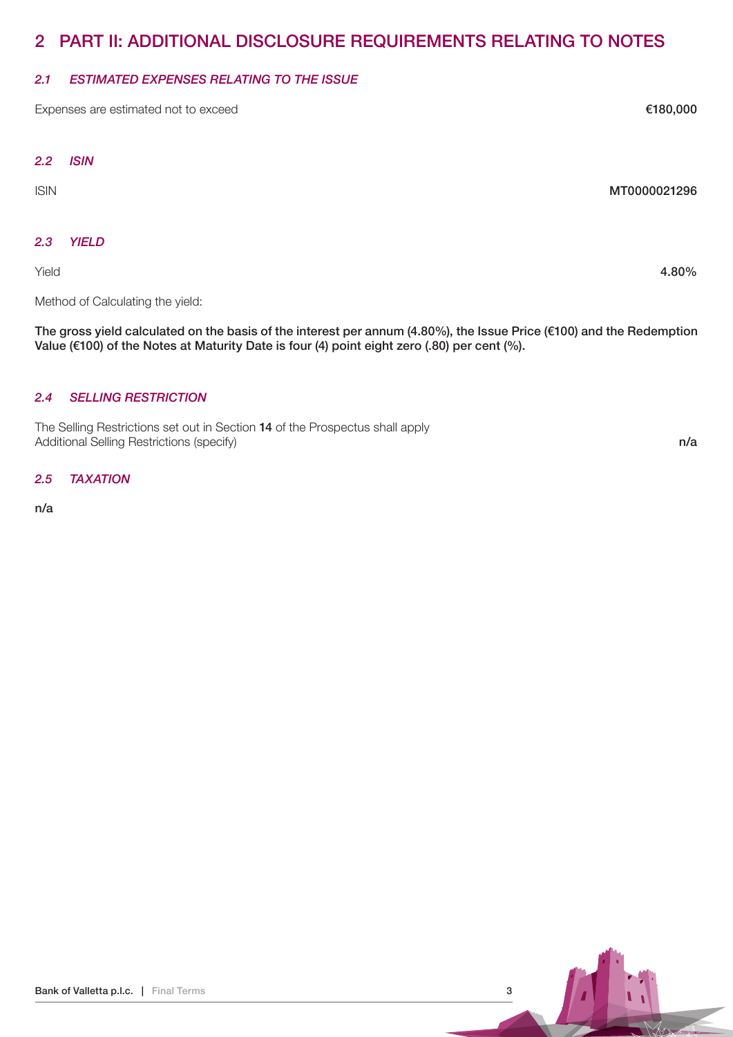# 2 PART II: ADDITIONAL DISCLOSURE REQUIREMENTS RELATING TO NOTES

### *2.1 ESTIMATED EXPENSES RELATING TO THE ISSUE*

Expenses are estimated not to exceed **€180,000**

### *2.2 ISIN*

ISIN **MT0000021296**

### *2.3 YIELD*

Yield **4.80%**

Method of Calculating the yield:

**The gross yield calculated on the basis of the interest per annum (4.80%), the Issue Price (€100) and the Redemption Value (€100) of the Notes at Maturity Date is four (4) point eight zero (.80) per cent (%).**

### *2.4 SELLING RESTRICTION*

The Selling Restrictions set out in Section **14** of the Prospectus shall apply
Additional Selling Restrictions (specify) **n/a**

### *2.5 TAXATION*

**n/a**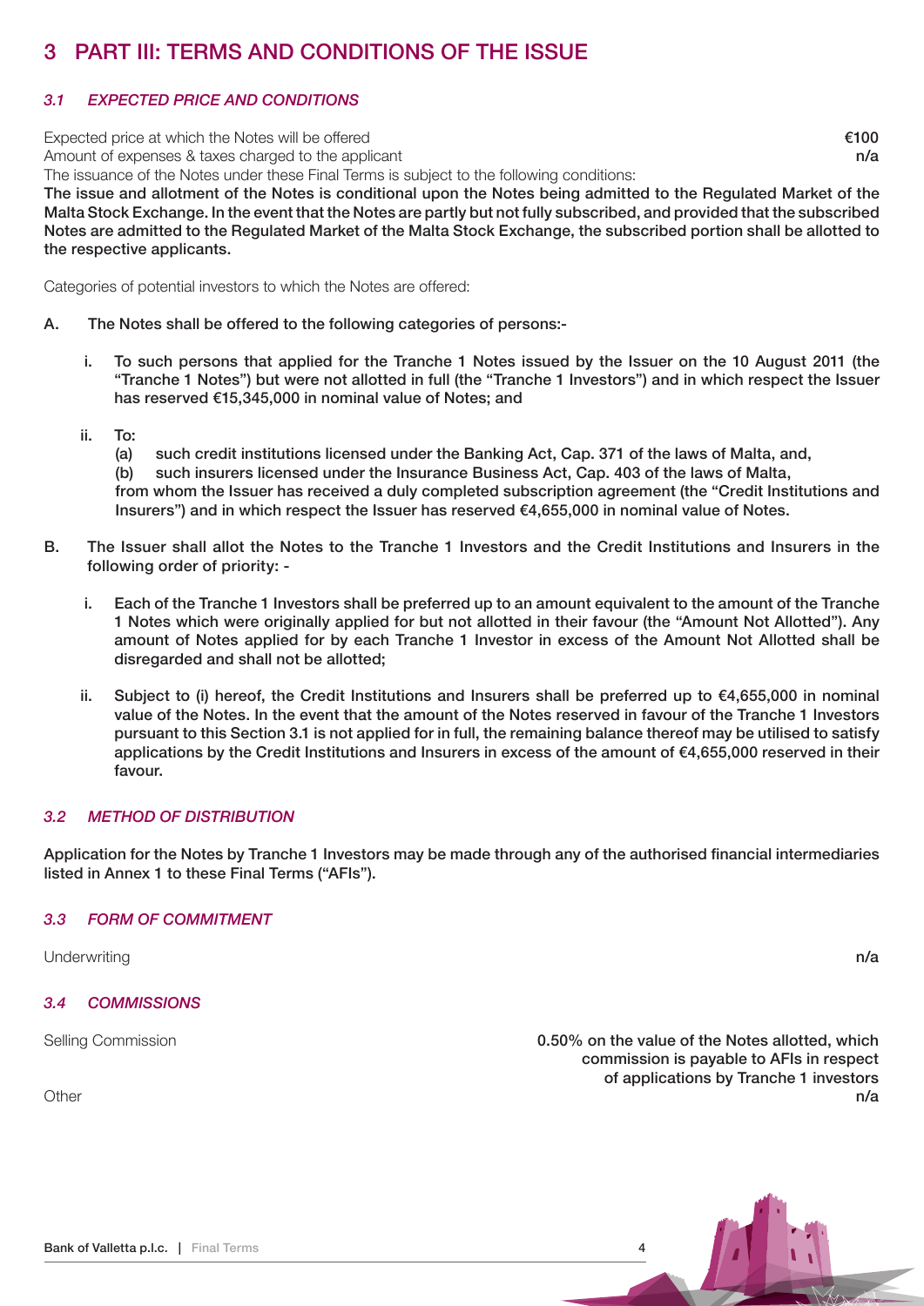# 3 PART III: TERMS AND CONDITIONS OF THE ISSUE

### *3.1 EXPECTED PRICE AND CONDITIONS*

| | |
|---|---|
| Expected price at which the Notes will be offered | **€100** |
| Amount of expenses & taxes charged to the applicant | **n/a** |

The issuance of the Notes under these Final Terms is subject to the following conditions:

**The issue and allotment of the Notes is conditional upon the Notes being admitted to the Regulated Market of the Malta Stock Exchange. In the event that the Notes are partly but not fully subscribed, and provided that the subscribed Notes are admitted to the Regulated Market of the Malta Stock Exchange, the subscribed portion shall be allotted to the respective applicants.**

Categories of potential investors to which the Notes are offered:

**A. The Notes shall be offered to the following categories of persons:-**

**i. To such persons that applied for the Tranche 1 Notes issued by the Issuer on the 10 August 2011 (the "Tranche 1 Notes") but were not allotted in full (the "Tranche 1 Investors") and in which respect the Issuer has reserved €15,345,000 in nominal value of Notes; and**

**ii. To:**
**(a) such credit institutions licensed under the Banking Act, Cap. 371 of the laws of Malta, and,**
**(b) such insurers licensed under the Insurance Business Act, Cap. 403 of the laws of Malta,**
**from whom the Issuer has received a duly completed subscription agreement (the "Credit Institutions and Insurers") and in which respect the Issuer has reserved €4,655,000 in nominal value of Notes.**

**B. The Issuer shall allot the Notes to the Tranche 1 Investors and the Credit Institutions and Insurers in the following order of priority: -**

**i. Each of the Tranche 1 Investors shall be preferred up to an amount equivalent to the amount of the Tranche 1 Notes which were originally applied for but not allotted in their favour (the "Amount Not Allotted"). Any amount of Notes applied for by each Tranche 1 Investor in excess of the Amount Not Allotted shall be disregarded and shall not be allotted;**

**ii. Subject to (i) hereof, the Credit Institutions and Insurers shall be preferred up to €4,655,000 in nominal value of the Notes. In the event that the amount of the Notes reserved in favour of the Tranche 1 Investors pursuant to this Section 3.1 is not applied for in full, the remaining balance thereof may be utilised to satisfy applications by the Credit Institutions and Insurers in excess of the amount of €4,655,000 reserved in their favour.**

### *3.2 METHOD OF DISTRIBUTION*

**Application for the Notes by Tranche 1 Investors may be made through any of the authorised financial intermediaries listed in Annex 1 to these Final Terms ("AFIs").**

### *3.3 FORM OF COMMITMENT*

| | |
|---|---|
| Underwriting | **n/a** |

### *3.4 COMMISSIONS*

| | |
|---|---|
| Selling Commission | **0.50% on the value of the Notes allotted, which commission is payable to AFIs in respect of applications by Tranche 1 investors** |
| Other | **n/a** |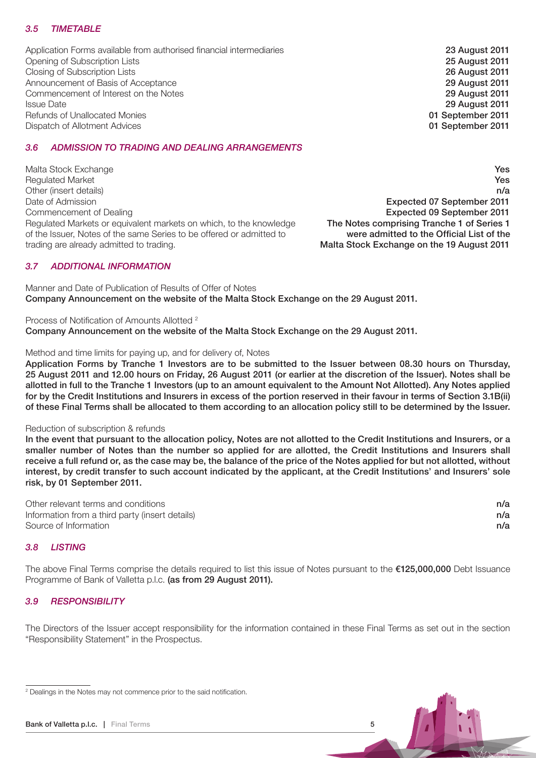### *3.5 TIMETABLE*

| | |
|---|---|
| Application Forms available from authorised financial intermediaries | **23 August 2011** |
| Opening of Subscription Lists | **25 August 2011** |
| Closing of Subscription Lists | **26 August 2011** |
| Announcement of Basis of Acceptance | **29 August 2011** |
| Commencement of Interest on the Notes | **29 August 2011** |
| Issue Date | **29 August 2011** |
| Refunds of Unallocated Monies | **01 September 2011** |
| Dispatch of Allotment Advices | **01 September 2011** |

### *3.6 ADMISSION TO TRADING AND DEALING ARRANGEMENTS*

| | |
|---|---|
| Malta Stock Exchange | **Yes** |
| Regulated Market | **Yes** |
| Other (insert details) | **n/a** |
| Date of Admission | **Expected 07 September 2011** |
| Commencement of Dealing | **Expected 09 September 2011** |
| Regulated Markets or equivalent markets on which, to the knowledge of the Issuer, Notes of the same Series to be offered or admitted to trading are already admitted to trading. | **The Notes comprising Tranche 1 of Series 1 were admitted to the Official List of the Malta Stock Exchange on the 19 August 2011** |

### *3.7 ADDITIONAL INFORMATION*

Manner and Date of Publication of Results of Offer of Notes
**Company Announcement on the website of the Malta Stock Exchange on the 29 August 2011.**

Process of Notification of Amounts Allotted [2]
**Company Announcement on the website of the Malta Stock Exchange on the 29 August 2011.**

Method and time limits for paying up, and for delivery of, Notes
**Application Forms by Tranche 1 Investors are to be submitted to the Issuer between 08.30 hours on Thursday, 25 August 2011 and 12.00 hours on Friday, 26 August 2011 (or earlier at the discretion of the Issuer). Notes shall be allotted in full to the Tranche 1 Investors (up to an amount equivalent to the Amount Not Allotted). Any Notes applied for by the Credit Institutions and Insurers in excess of the portion reserved in their favour in terms of Section 3.1B(ii) of these Final Terms shall be allocated to them according to an allocation policy still to be determined by the Issuer.**

Reduction of subscription & refunds
**In the event that pursuant to the allocation policy, Notes are not allotted to the Credit Institutions and Insurers, or a smaller number of Notes than the number so applied for are allotted, the Credit Institutions and Insurers shall receive a full refund or, as the case may be, the balance of the price of the Notes applied for but not allotted, without interest, by credit transfer to such account indicated by the applicant, at the Credit Institutions' and Insurers' sole risk, by 01 September 2011.**

| | |
|---|---|
| Other relevant terms and conditions | **n/a** |
| Information from a third party (insert details) | **n/a** |
| Source of Information | **n/a** |

### *3.8 LISTING*

The above Final Terms comprise the details required to list this issue of Notes pursuant to the **€125,000,000** Debt Issuance Programme of Bank of Valletta p.l.c. **(as from 29 August 2011).**

### *3.9 RESPONSIBILITY*

The Directors of the Issuer accept responsibility for the information contained in these Final Terms as set out in the section "Responsibility Statement" in the Prospectus.

[2] Dealings in the Notes may not commence prior to the said notification.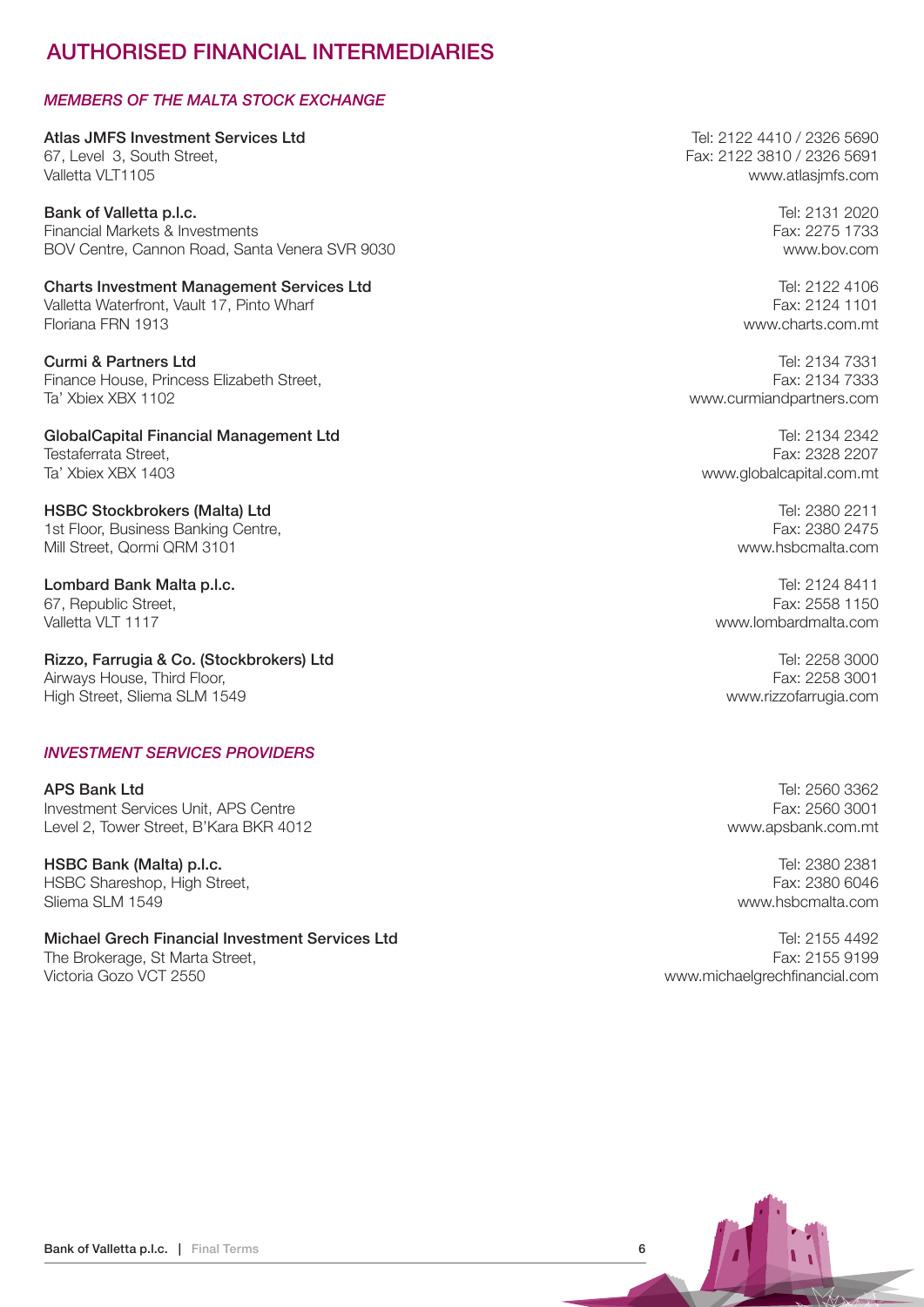# AUTHORISED FINANCIAL INTERMEDIARIES

### *MEMBERS OF THE MALTA STOCK EXCHANGE*

**Atlas JMFS Investment Services Ltd**
67, Level 3, South Street,
Valletta VLT1105
Tel: 2122 4410 / 2326 5690
Fax: 2122 3810 / 2326 5691
www.atlasjmfs.com

**Bank of Valletta p.l.c.**
Financial Markets & Investments
BOV Centre, Cannon Road, Santa Venera SVR 9030
Tel: 2131 2020
Fax: 2275 1733
www.bov.com

**Charts Investment Management Services Ltd**
Valletta Waterfront, Vault 17, Pinto Wharf
Floriana FRN 1913
Tel: 2122 4106
Fax: 2124 1101
www.charts.com.mt

**Curmi & Partners Ltd**
Finance House, Princess Elizabeth Street,
Ta' Xbiex XBX 1102
Tel: 2134 7331
Fax: 2134 7333
www.curmiandpartners.com

**GlobalCapital Financial Management Ltd**
Testaferrata Street,
Ta' Xbiex XBX 1403
Tel: 2134 2342
Fax: 2328 2207
www.globalcapital.com.mt

**HSBC Stockbrokers (Malta) Ltd**
1st Floor, Business Banking Centre,
Mill Street, Qormi QRM 3101
Tel: 2380 2211
Fax: 2380 2475
www.hsbcmalta.com

**Lombard Bank Malta p.l.c.**
67, Republic Street,
Valletta VLT 1117
Tel: 2124 8411
Fax: 2558 1150
www.lombardmalta.com

**Rizzo, Farrugia & Co. (Stockbrokers) Ltd**
Airways House, Third Floor,
High Street, Sliema SLM 1549
Tel: 2258 3000
Fax: 2258 3001
www.rizzofarrugia.com

### *INVESTMENT SERVICES PROVIDERS*

**APS Bank Ltd**
Investment Services Unit, APS Centre
Level 2, Tower Street, B'Kara BKR 4012
Tel: 2560 3362
Fax: 2560 3001
www.apsbank.com.mt

**HSBC Bank (Malta) p.l.c.**
HSBC Shareshop, High Street,
Sliema SLM 1549
Tel: 2380 2381
Fax: 2380 6046
www.hsbcmalta.com

**Michael Grech Financial Investment Services Ltd**
The Brokerage, St Marta Street,
Victoria Gozo VCT 2550
Tel: 2155 4492
Fax: 2155 9199
www.michaelgrechfinancial.com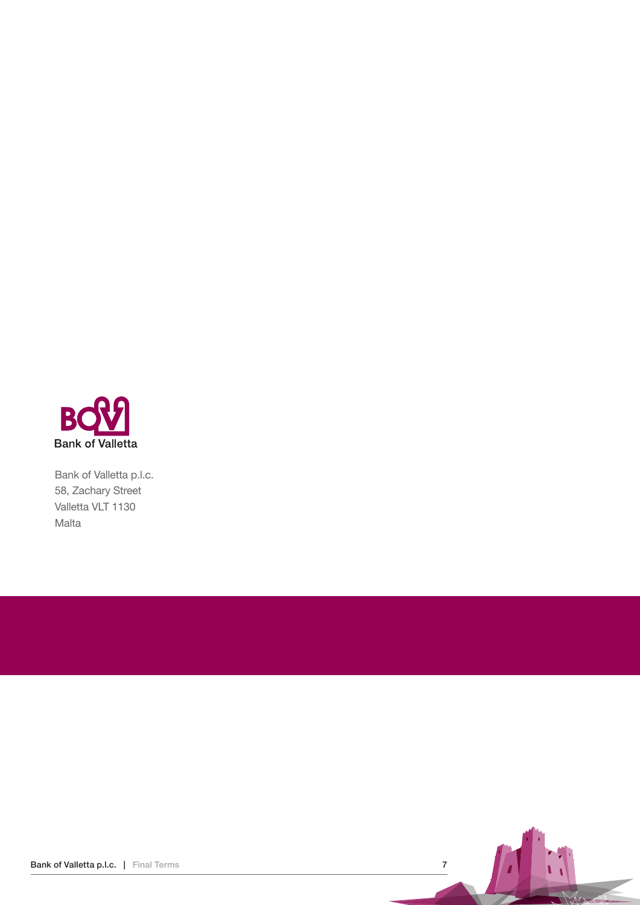Bank of Valletta

Bank of Valletta p.l.c.
58, Zachary Street
Valletta VLT 1130
Malta